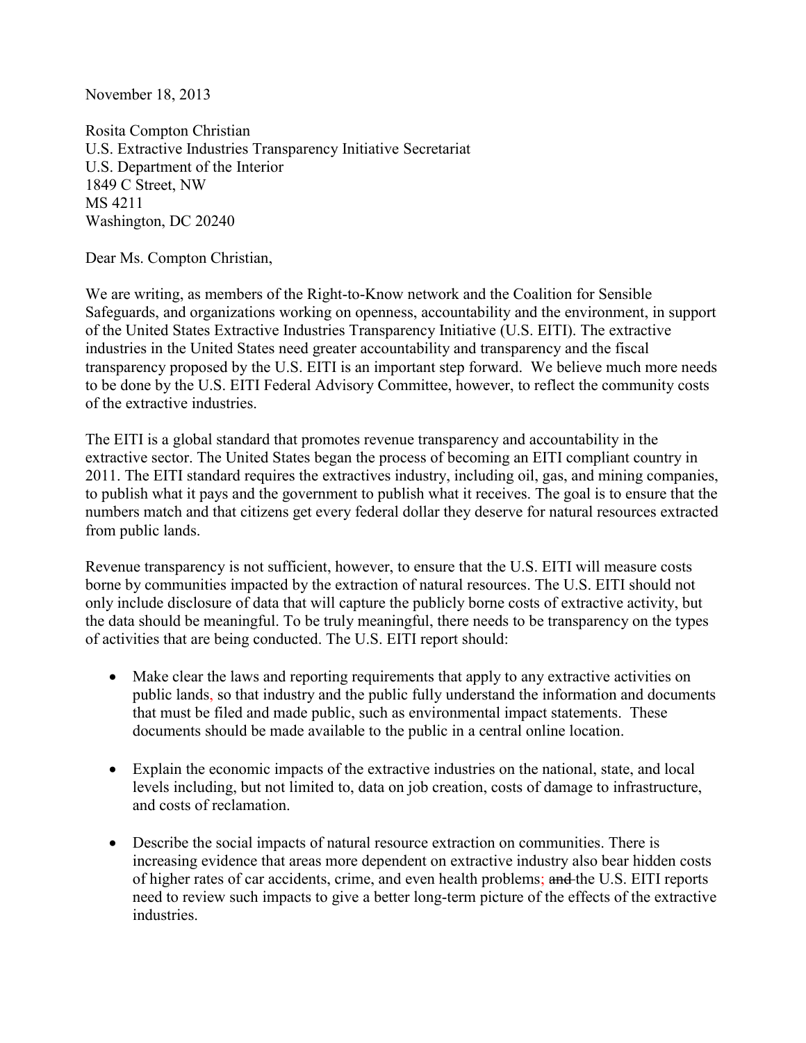November 18, 2013

Rosita Compton Christian
U.S. Extractive Industries Transparency Initiative Secretariat
U.S. Department of the Interior
1849 C Street, NW
MS 4211
Washington, DC 20240

Dear Ms. Compton Christian,

We are writing, as members of the Right-to-Know network and the Coalition for Sensible Safeguards, and organizations working on openness, accountability and the environment, in support of the United States Extractive Industries Transparency Initiative (U.S. EITI). The extractive industries in the United States need greater accountability and transparency and the fiscal transparency proposed by the U.S. EITI is an important step forward. We believe much more needs to be done by the U.S. EITI Federal Advisory Committee, however, to reflect the community costs of the extractive industries.

The EITI is a global standard that promotes revenue transparency and accountability in the extractive sector. The United States began the process of becoming an EITI compliant country in 2011. The EITI standard requires the extractives industry, including oil, gas, and mining companies, to publish what it pays and the government to publish what it receives. The goal is to ensure that the numbers match and that citizens get every federal dollar they deserve for natural resources extracted from public lands.

Revenue transparency is not sufficient, however, to ensure that the U.S. EITI will measure costs borne by communities impacted by the extraction of natural resources. The U.S. EITI should not only include disclosure of data that will capture the publicly borne costs of extractive activity, but the data should be meaningful. To be truly meaningful, there needs to be transparency on the types of activities that are being conducted. The U.S. EITI report should:

- Make clear the laws and reporting requirements that apply to any extractive activities on public lands, so that industry and the public fully understand the information and documents that must be filed and made public, such as environmental impact statements. These documents should be made available to the public in a central online location.

- Explain the economic impacts of the extractive industries on the national, state, and local levels including, but not limited to, data on job creation, costs of damage to infrastructure, and costs of reclamation.

- Describe the social impacts of natural resource extraction on communities. There is increasing evidence that areas more dependent on extractive industry also bear hidden costs of higher rates of car accidents, crime, and even health problems; ~~and~~ the U.S. EITI reports need to review such impacts to give a better long-term picture of the effects of the extractive industries.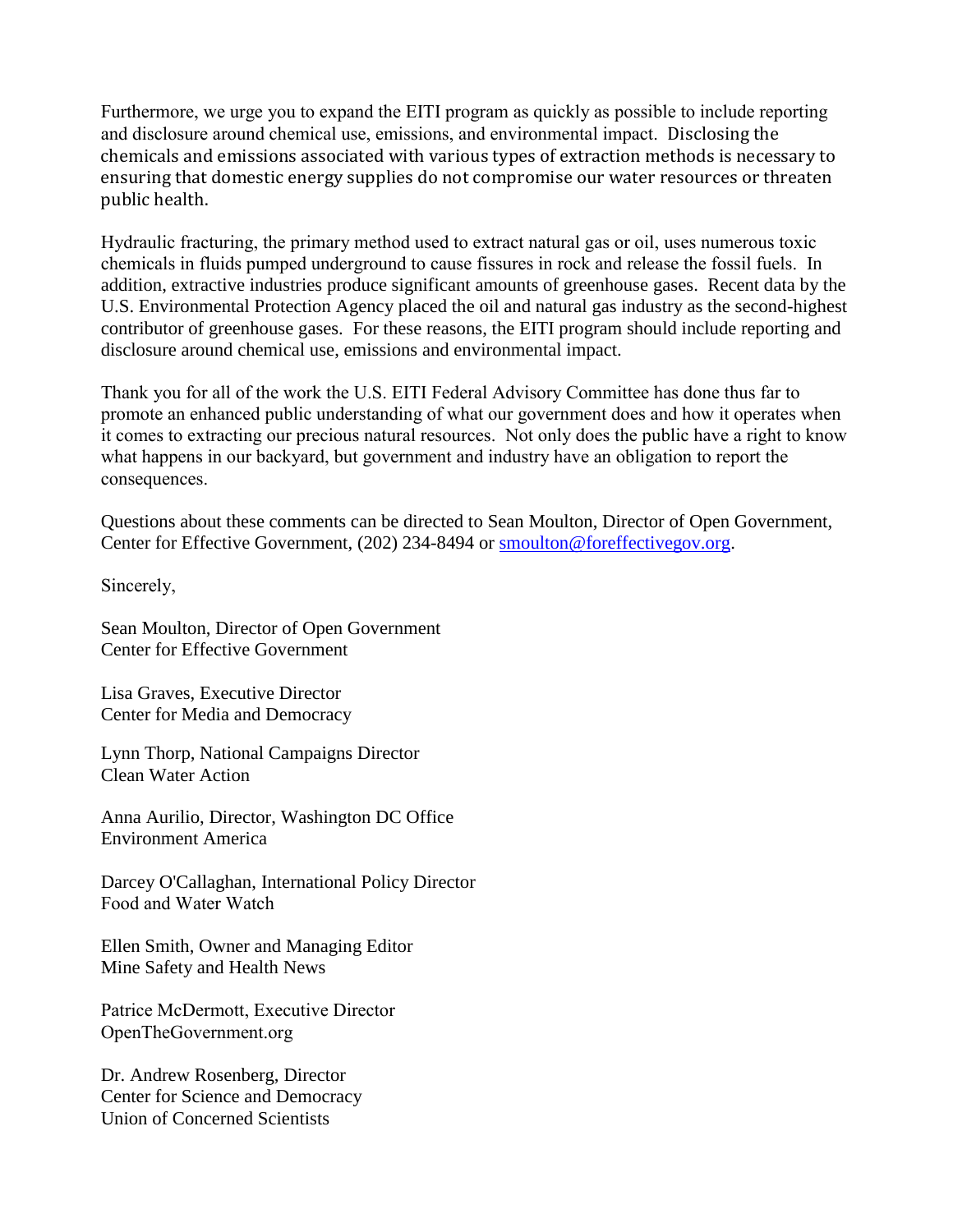Furthermore, we urge you to expand the EITI program as quickly as possible to include reporting and disclosure around chemical use, emissions, and environmental impact. Disclosing the chemicals and emissions associated with various types of extraction methods is necessary to ensuring that domestic energy supplies do not compromise our water resources or threaten public health.

Hydraulic fracturing, the primary method used to extract natural gas or oil, uses numerous toxic chemicals in fluids pumped underground to cause fissures in rock and release the fossil fuels. In addition, extractive industries produce significant amounts of greenhouse gases. Recent data by the U.S. Environmental Protection Agency placed the oil and natural gas industry as the second-highest contributor of greenhouse gases. For these reasons, the EITI program should include reporting and disclosure around chemical use, emissions and environmental impact.

Thank you for all of the work the U.S. EITI Federal Advisory Committee has done thus far to promote an enhanced public understanding of what our government does and how it operates when it comes to extracting our precious natural resources. Not only does the public have a right to know what happens in our backyard, but government and industry have an obligation to report the consequences.

Questions about these comments can be directed to Sean Moulton, Director of Open Government, Center for Effective Government, (202) 234-8494 or smoulton@foreffectivegov.org.

Sincerely,

Sean Moulton, Director of Open Government
Center for Effective Government

Lisa Graves, Executive Director
Center for Media and Democracy

Lynn Thorp, National Campaigns Director
Clean Water Action

Anna Aurilio, Director, Washington DC Office
Environment America

Darcey O'Callaghan, International Policy Director
Food and Water Watch

Ellen Smith, Owner and Managing Editor
Mine Safety and Health News

Patrice McDermott, Executive Director
OpenTheGovernment.org

Dr. Andrew Rosenberg, Director
Center for Science and Democracy
Union of Concerned Scientists